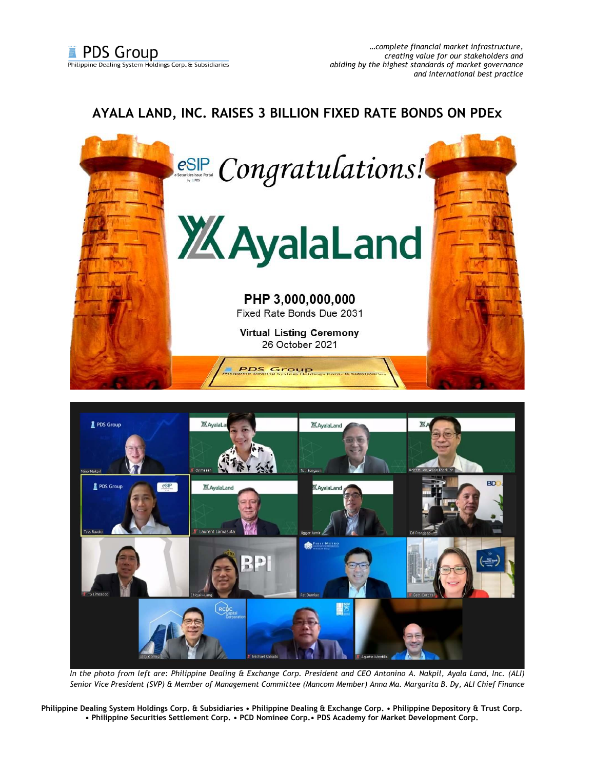# AYALA LAND, INC. RAISES 3 BILLION FIXED RATE BONDS ON PDEx

In the photo from left are: Philippine Dealing & Exchange Corp. President and CEO Antonino A. Nakpil, Ayala Land, Inc. (ALI) Senior Vice President (SVP) & Member of Management Committee (Mancom Member) Anna Ma. Margarita B. Dy, ALI Chief Finance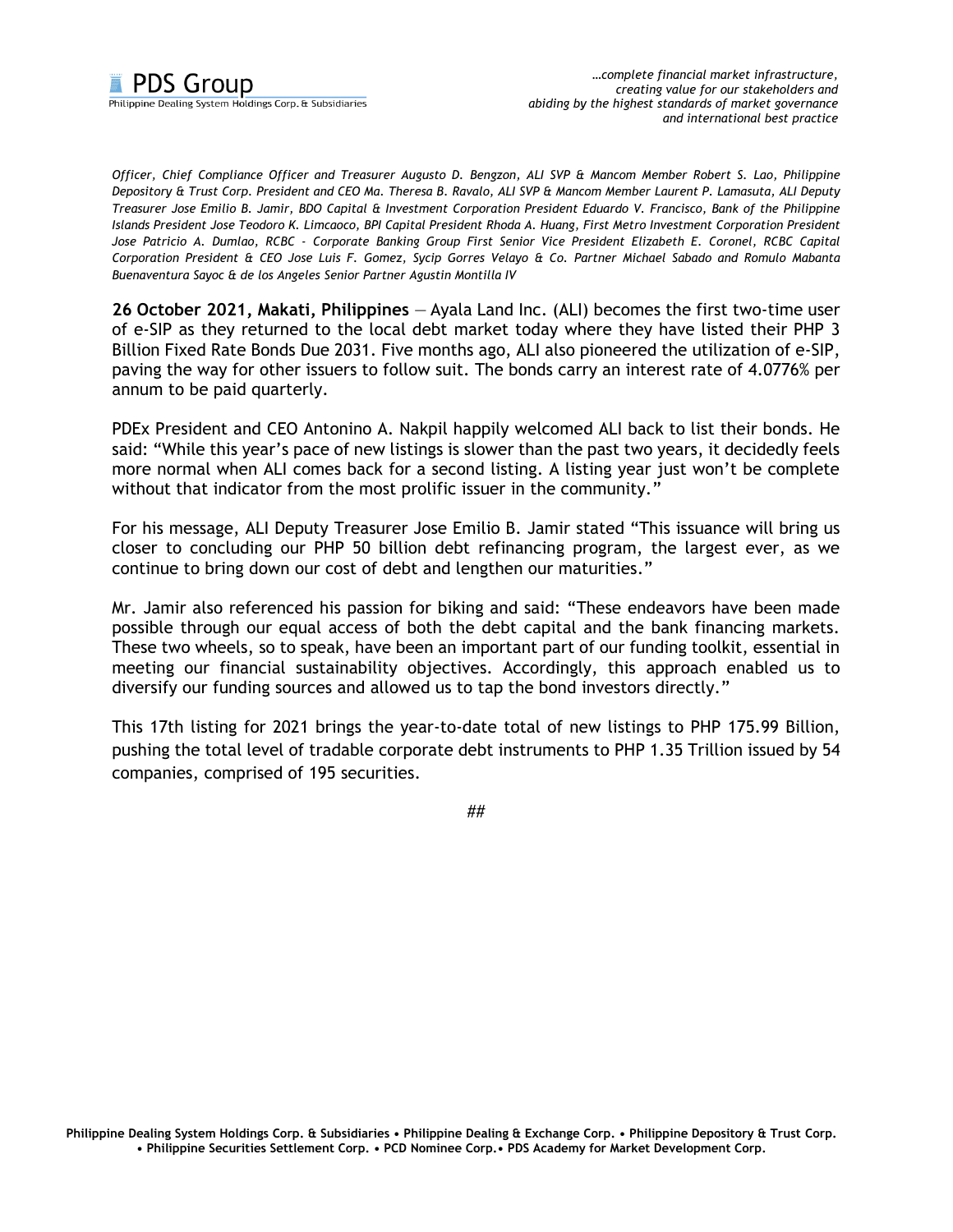*Officer, Chief Compliance Officer and Treasurer Augusto D. Bengzon, ALI SVP & Mancom Member Robert S. Lao, Philippine Depository & Trust Corp. President and CEO Ma. Theresa B. Ravalo, ALI SVP & Mancom Member Laurent P. Lamasuta, ALI Deputy Treasurer Jose Emilio B. Jamir, BDO Capital & Investment Corporation President Eduardo V. Francisco, Bank of the Philippine Islands President Jose Teodoro K. Limcaoco, BPI Capital President Rhoda A. Huang, First Metro Investment Corporation President Jose Patricio A. Dumlao, RCBC - Corporate Banking Group First Senior Vice President Elizabeth E. Coronel, RCBC Capital Corporation President & CEO Jose Luis F. Gomez, Sycip Gorres Velayo & Co. Partner Michael Sabado and Romulo Mabanta Buenaventura Sayoc & de los Angeles Senior Partner Agustin Montilla IV*

**26 October 2021, Makati, Philippines** — Ayala Land Inc. (ALI) becomes the first two-time user of e-SIP as they returned to the local debt market today where they have listed their PHP 3 Billion Fixed Rate Bonds Due 2031. Five months ago, ALI also pioneered the utilization of e-SIP, paving the way for other issuers to follow suit. The bonds carry an interest rate of 4.0776% per annum to be paid quarterly.

PDEx President and CEO Antonino A. Nakpil happily welcomed ALI back to list their bonds. He said: "While this year's pace of new listings is slower than the past two years, it decidedly feels more normal when ALI comes back for a second listing. A listing year just won't be complete without that indicator from the most prolific issuer in the community."

For his message, ALI Deputy Treasurer Jose Emilio B. Jamir stated "This issuance will bring us closer to concluding our PHP 50 billion debt refinancing program, the largest ever, as we continue to bring down our cost of debt and lengthen our maturities."

Mr. Jamir also referenced his passion for biking and said: "These endeavors have been made possible through our equal access of both the debt capital and the bank financing markets. These two wheels, so to speak, have been an important part of our funding toolkit, essential in meeting our financial sustainability objectives. Accordingly, this approach enabled us to diversify our funding sources and allowed us to tap the bond investors directly."

This 17th listing for 2021 brings the year-to-date total of new listings to PHP 175.99 Billion, pushing the total level of tradable corporate debt instruments to PHP 1.35 Trillion issued by 54 companies, comprised of 195 securities.

##